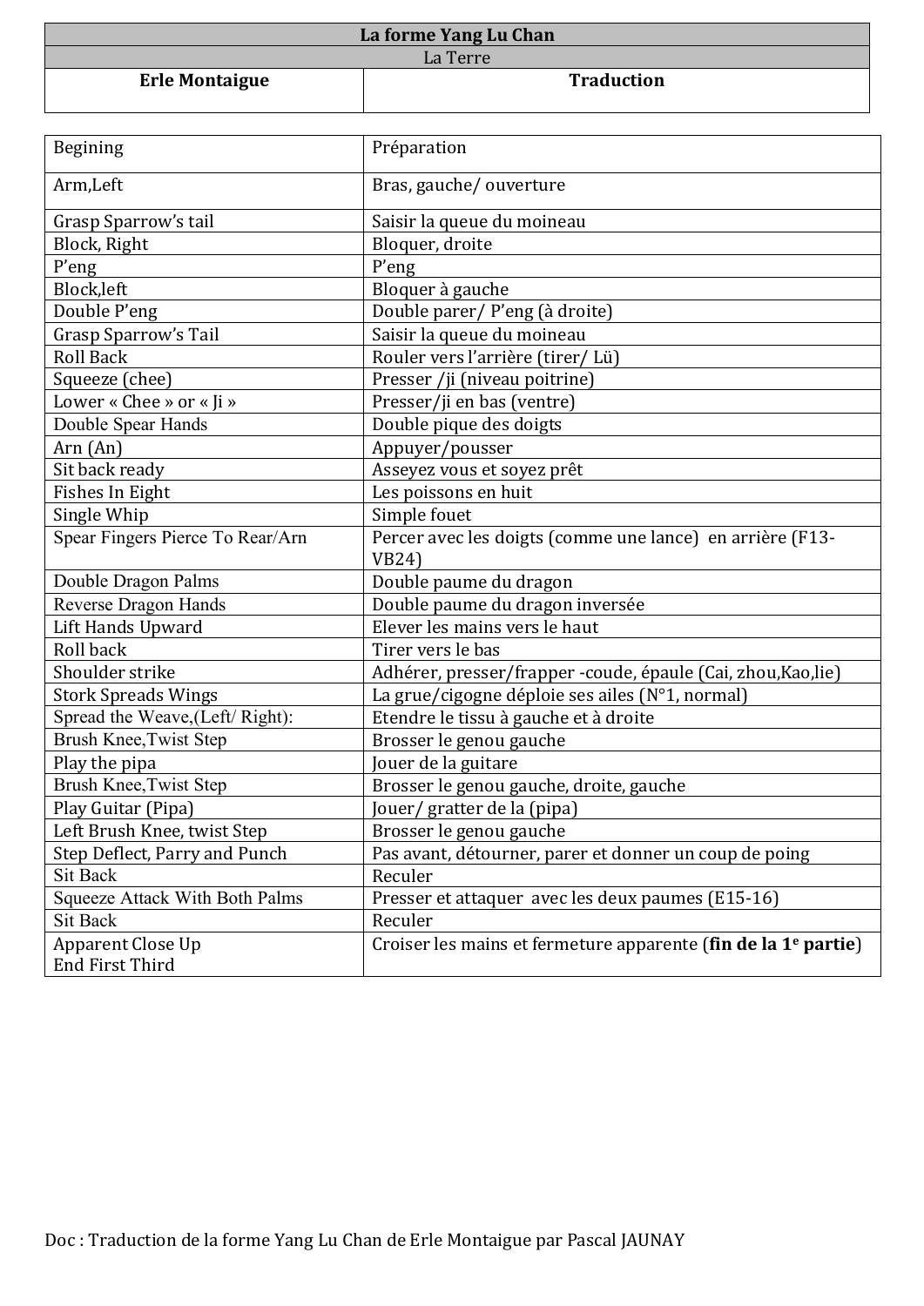| La forme Yang Lu Chan | |
|---|---|
| La Terre | |
| **Erle Montaigue** | **Traduction** |

| Begining | Préparation |
|---|---|
| Arm,Left | Bras, gauche/ ouverture |
| Grasp Sparrow's tail | Saisir la queue du moineau |
| Block, Right | Bloquer, droite |
| P'eng | P'eng |
| Block,left | Bloquer à gauche |
| Double P'eng | Double parer/ P'eng (à droite) |
| Grasp Sparrow's Tail | Saisir la queue du moineau |
| Roll Back | Rouler vers l'arrière (tirer/ Lü) |
| Squeeze (chee) | Presser /ji (niveau poitrine) |
| Lower « Chee » or « Ji » | Presser/ji en bas (ventre) |
| Double Spear Hands | Double pique des doigts |
| Arn (An) | Appuyer/pousser |
| Sit back ready | Asseyez vous et soyez prêt |
| Fishes In Eight | Les poissons en huit |
| Single Whip | Simple fouet |
| Spear Fingers Pierce To Rear/Arn | Percer avec les doigts (comme une lance) en arrière (F13-VB24) |
| Double Dragon Palms | Double paume du dragon |
| Reverse Dragon Hands | Double paume du dragon inversée |
| Lift Hands Upward | Elever les mains vers le haut |
| Roll back | Tirer vers le bas |
| Shoulder strike | Adhérer, presser/frapper -coude, épaule (Cai, zhou,Kao,lie) |
| Stork Spreads Wings | La grue/cigogne déploie ses ailes (N°1, normal) |
| Spread the Weave,(Left/ Right): | Etendre le tissu à gauche et à droite |
| Brush Knee,Twist Step | Brosser le genou gauche |
| Play the pipa | Jouer de la guitare |
| Brush Knee,Twist Step | Brosser le genou gauche, droite, gauche |
| Play Guitar (Pipa) | Jouer/ gratter de la (pipa) |
| Left Brush Knee, twist Step | Brosser le genou gauche |
| Step Deflect, Parry and Punch | Pas avant, détourner, parer et donner un coup de poing |
| Sit Back | Reculer |
| Squeeze Attack With Both Palms | Presser et attaquer avec les deux paumes (E15-16) |
| Sit Back | Reculer |
| Apparent Close Up<br>End First Third | Croiser les mains et fermeture apparente (**fin de la 1e partie**) |

Doc : Traduction de la forme Yang Lu Chan de Erle Montaigue par Pascal JAUNAY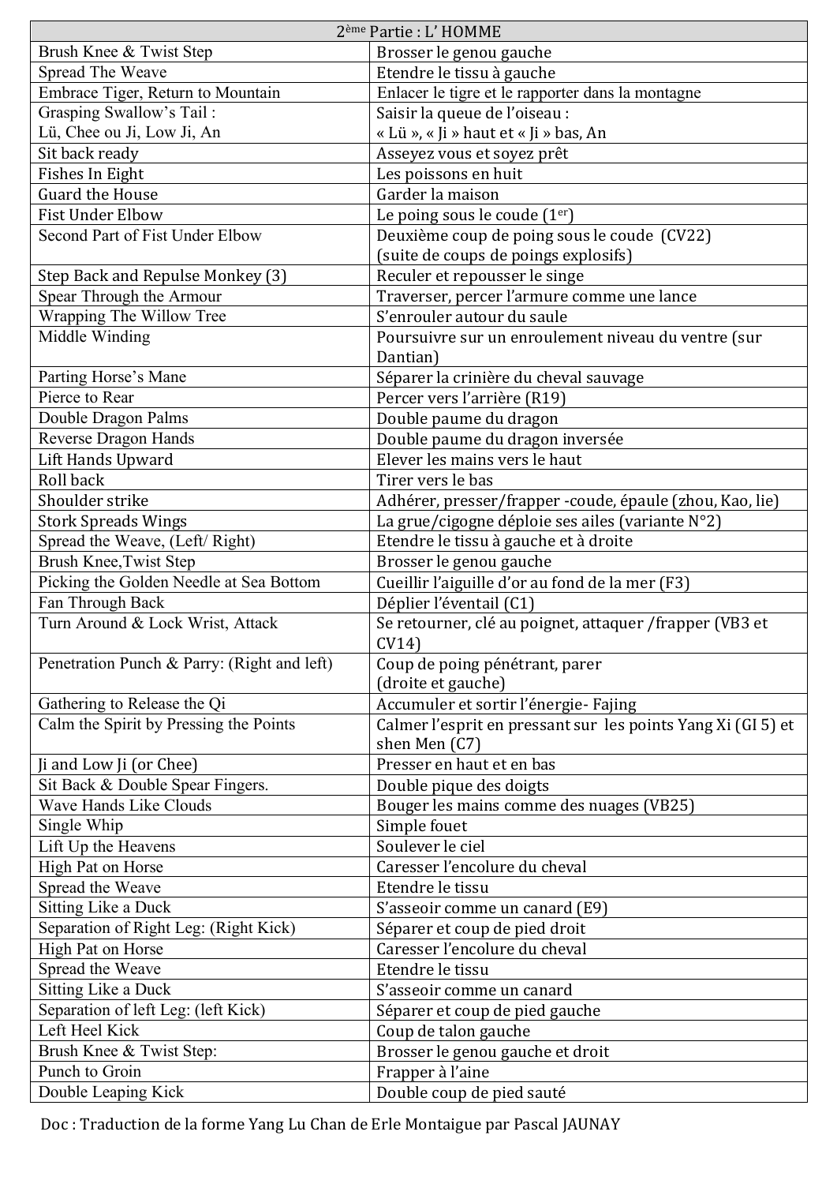| 2ème Partie : L' HOMME | |
|---|---|
| Brush Knee & Twist Step | Brosser le genou gauche |
| Spread The Weave | Etendre le tissu à gauche |
| Embrace Tiger, Return to Mountain | Enlacer le tigre et le rapporter dans la montagne |
| Grasping Swallow's Tail :<br>Lü, Chee ou Ji, Low Ji, An | Saisir la queue de l'oiseau :<br>« Lü », « Ji » haut et « Ji » bas, An |
| Sit back ready | Asseyez vous et soyez prêt |
| Fishes In Eight | Les poissons en huit |
| Guard the House | Garder la maison |
| Fist Under Elbow | Le poing sous le coude (1er) |
| Second Part of Fist Under Elbow | Deuxième coup de poing sous le coude (CV22)<br>(suite de coups de poings explosifs) |
| Step Back and Repulse Monkey (3) | Reculer et repousser le singe |
| Spear Through the Armour | Traverser, percer l'armure comme une lance |
| Wrapping The Willow Tree | S'enrouler autour du saule |
| Middle Winding | Poursuivre sur un enroulement niveau du ventre (sur Dantian) |
| Parting Horse's Mane | Séparer la crinière du cheval sauvage |
| Pierce to Rear | Percer vers l'arrière (R19) |
| Double Dragon Palms | Double paume du dragon |
| Reverse Dragon Hands | Double paume du dragon inversée |
| Lift Hands Upward | Elever les mains vers le haut |
| Roll back | Tirer vers le bas |
| Shoulder strike | Adhérer, presser/frapper -coude, épaule (zhou, Kao, lie) |
| Stork Spreads Wings | La grue/cigogne déploie ses ailes (variante N°2) |
| Spread the Weave, (Left/ Right) | Etendre le tissu à gauche et à droite |
| Brush Knee,Twist Step | Brosser le genou gauche |
| Picking the Golden Needle at Sea Bottom | Cueillir l'aiguille d'or au fond de la mer (F3) |
| Fan Through Back | Déplier l'éventail (C1) |
| Turn Around & Lock Wrist, Attack | Se retourner, clé au poignet, attaquer /frapper (VB3 et CV14) |
| Penetration Punch & Parry: (Right and left) | Coup de poing pénétrant, parer<br>(droite et gauche) |
| Gathering to Release the Qi | Accumuler et sortir l'énergie- Fajing |
| Calm the Spirit by Pressing the Points | Calmer l'esprit en pressant sur les points Yang Xi (GI 5) et shen Men (C7) |
| Ji and Low Ji (or Chee) | Presser en haut et en bas |
| Sit Back & Double Spear Fingers. | Double pique des doigts |
| Wave Hands Like Clouds | Bouger les mains comme des nuages (VB25) |
| Single Whip | Simple fouet |
| Lift Up the Heavens | Soulever le ciel |
| High Pat on Horse | Caresser l'encolure du cheval |
| Spread the Weave | Etendre le tissu |
| Sitting Like a Duck | S'asseoir comme un canard (E9) |
| Separation of Right Leg: (Right Kick) | Séparer et coup de pied droit |
| High Pat on Horse | Caresser l'encolure du cheval |
| Spread the Weave | Etendre le tissu |
| Sitting Like a Duck | S'asseoir comme un canard |
| Separation of left Leg: (left Kick) | Séparer et coup de pied gauche |
| Left Heel Kick | Coup de talon gauche |
| Brush Knee & Twist Step: | Brosser le genou gauche et droit |
| Punch to Groin | Frapper à l'aine |
| Double Leaping Kick | Double coup de pied sauté |

Doc : Traduction de la forme Yang Lu Chan de Erle Montaigue par Pascal JAUNAY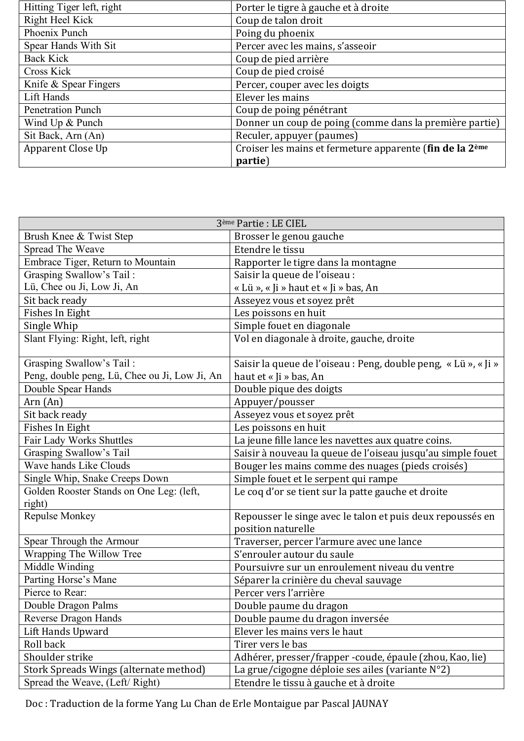| | |
|---|---|
| Hitting Tiger left, right | Porter le tigre à gauche et à droite |
| Right Heel Kick | Coup de talon droit |
| Phoenix Punch | Poing du phoenix |
| Spear Hands With Sit | Percer avec les mains, s'asseoir |
| Back Kick | Coup de pied arrière |
| Cross Kick | Coup de pied croisé |
| Knife & Spear Fingers | Percer, couper avec les doigts |
| Lift Hands | Elever les mains |
| Penetration Punch | Coup de poing pénétrant |
| Wind Up & Punch | Donner un coup de poing (comme dans la première partie) |
| Sit Back, Arn (An) | Reculer, appuyer (paumes) |
| Apparent Close Up | Croiser les mains et fermeture apparente (**fin de la 2ème partie**) |

| 3ème Partie : LE CIEL | |
|---|---|
| Brush Knee & Twist Step | Brosser le genou gauche |
| Spread The Weave | Etendre le tissu |
| Embrace Tiger, Return to Mountain | Rapporter le tigre dans la montagne |
| Grasping Swallow's Tail : Lü, Chee ou Ji, Low Ji, An | Saisir la queue de l'oiseau : « Lü », « Ji » haut et « Ji » bas, An |
| Sit back ready | Asseyez vous et soyez prêt |
| Fishes In Eight | Les poissons en huit |
| Single Whip | Simple fouet en diagonale |
| Slant Flying: Right, left, right | Vol en diagonale à droite, gauche, droite |
| Grasping Swallow's Tail : Peng, double peng, Lü, Chee ou Ji, Low Ji, An | Saisir la queue de l'oiseau : Peng, double peng, « Lü », « Ji » haut et « Ji » bas, An |
| Double Spear Hands | Double pique des doigts |
| Arn (An) | Appuyer/pousser |
| Sit back ready | Asseyez vous et soyez prêt |
| Fishes In Eight | Les poissons en huit |
| Fair Lady Works Shuttles | La jeune fille lance les navettes aux quatre coins. |
| Grasping Swallow's Tail | Saisir à nouveau la queue de l'oiseau jusqu'au simple fouet |
| Wave hands Like Clouds | Bouger les mains comme des nuages (pieds croisés) |
| Single Whip, Snake Creeps Down | Simple fouet et le serpent qui rampe |
| Golden Rooster Stands on One Leg: (left, right) | Le coq d'or se tient sur la patte gauche et droite |
| Repulse Monkey | Repousser le singe avec le talon et puis deux repoussés en position naturelle |
| Spear Through the Armour | Traverser, percer l'armure avec une lance |
| Wrapping The Willow Tree | S'enrouler autour du saule |
| Middle Winding | Poursuivre sur un enroulement niveau du ventre |
| Parting Horse's Mane | Séparer la crinière du cheval sauvage |
| Pierce to Rear: | Percer vers l'arrière |
| Double Dragon Palms | Double paume du dragon |
| Reverse Dragon Hands | Double paume du dragon inversée |
| Lift Hands Upward | Elever les mains vers le haut |
| Roll back | Tirer vers le bas |
| Shoulder strike | Adhérer, presser/frapper -coude, épaule (zhou, Kao, lie) |
| Stork Spreads Wings (alternate method) | La grue/cigogne déploie ses ailes (variante N°2) |
| Spread the Weave, (Left/ Right) | Etendre le tissu à gauche et à droite |

Doc : Traduction de la forme Yang Lu Chan de Erle Montaigue par Pascal JAUNAY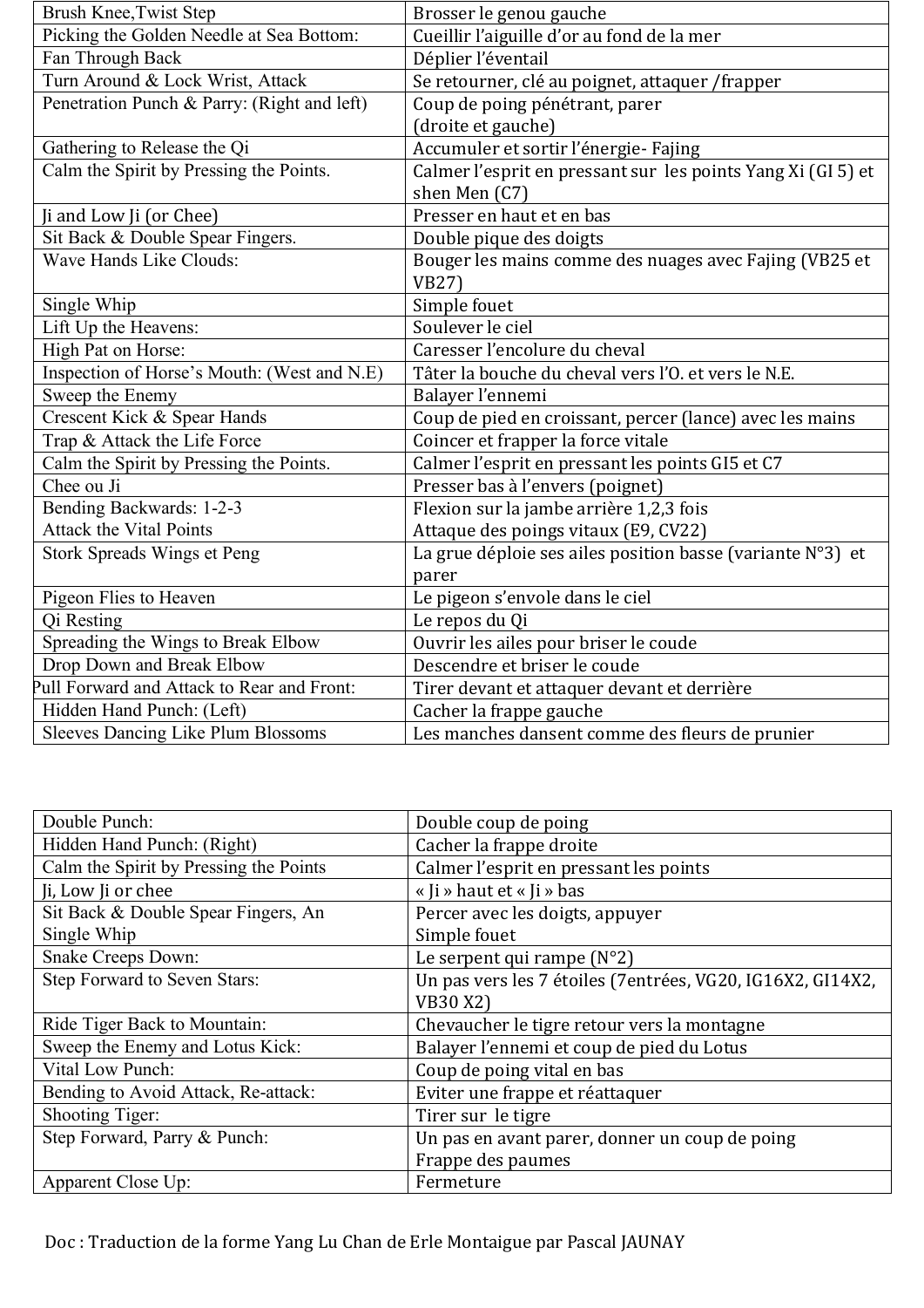| | |
|---|---|
| Brush Knee,Twist Step | Brosser le genou gauche |
| Picking the Golden Needle at Sea Bottom: | Cueillir l'aiguille d'or au fond de la mer |
| Fan Through Back | Déplier l'éventail |
| Turn Around & Lock Wrist, Attack | Se retourner, clé au poignet, attaquer /frapper |
| Penetration Punch & Parry: (Right and left) | Coup de poing pénétrant, parer<br>(droite et gauche) |
| Gathering to Release the Qi | Accumuler et sortir l'énergie- Fajing |
| Calm the Spirit by Pressing the Points. | Calmer l'esprit en pressant sur les points Yang Xi (GI 5) et shen Men (C7) |
| Ji and Low Ji (or Chee) | Presser en haut et en bas |
| Sit Back & Double Spear Fingers. | Double pique des doigts |
| Wave Hands Like Clouds: | Bouger les mains comme des nuages avec Fajing (VB25 et VB27) |
| Single Whip | Simple fouet |
| Lift Up the Heavens: | Soulever le ciel |
| High Pat on Horse: | Caresser l'encolure du cheval |
| Inspection of Horse's Mouth: (West and N.E) | Tâter la bouche du cheval vers l'O. et vers le N.E. |
| Sweep the Enemy | Balayer l'ennemi |
| Crescent Kick & Spear Hands | Coup de pied en croissant, percer (lance) avec les mains |
| Trap & Attack the Life Force | Coincer et frapper la force vitale |
| Calm the Spirit by Pressing the Points. | Calmer l'esprit en pressant les points GI5 et C7 |
| Chee ou Ji | Presser bas à l'envers (poignet) |
| Bending Backwards: 1-2-3<br>Attack the Vital Points | Flexion sur la jambe arrière 1,2,3 fois<br>Attaque des poings vitaux (E9, CV22) |
| Stork Spreads Wings et Peng | La grue déploie ses ailes position basse (variante N°3) et parer |
| Pigeon Flies to Heaven | Le pigeon s'envole dans le ciel |
| Qi Resting | Le repos du Qi |
| Spreading the Wings to Break Elbow | Ouvrir les ailes pour briser le coude |
| Drop Down and Break Elbow | Descendre et briser le coude |
| Pull Forward and Attack to Rear and Front: | Tirer devant et attaquer devant et derrière |
| Hidden Hand Punch: (Left) | Cacher la frappe gauche |
| Sleeves Dancing Like Plum Blossoms | Les manches dansent comme des fleurs de prunier |

| | |
|---|---|
| Double Punch: | Double coup de poing |
| Hidden Hand Punch: (Right) | Cacher la frappe droite |
| Calm the Spirit by Pressing the Points | Calmer l'esprit en pressant les points |
| Ji, Low Ji or chee | « Ji » haut et « Ji » bas |
| Sit Back & Double Spear Fingers, An<br>Single Whip | Percer avec les doigts, appuyer<br>Simple fouet |
| Snake Creeps Down: | Le serpent qui rampe (N°2) |
| Step Forward to Seven Stars: | Un pas vers les 7 étoiles (7entrées, VG20, IG16X2, GI14X2, VB30 X2) |
| Ride Tiger Back to Mountain: | Chevaucher le tigre retour vers la montagne |
| Sweep the Enemy and Lotus Kick: | Balayer l'ennemi et coup de pied du Lotus |
| Vital Low Punch: | Coup de poing vital en bas |
| Bending to Avoid Attack, Re-attack: | Eviter une frappe et réattaquer |
| Shooting Tiger: | Tirer sur le tigre |
| Step Forward, Parry & Punch: | Un pas en avant parer, donner un coup de poing<br>Frappe des paumes |
| Apparent Close Up: | Fermeture |

Doc : Traduction de la forme Yang Lu Chan de Erle Montaigue par Pascal JAUNAY